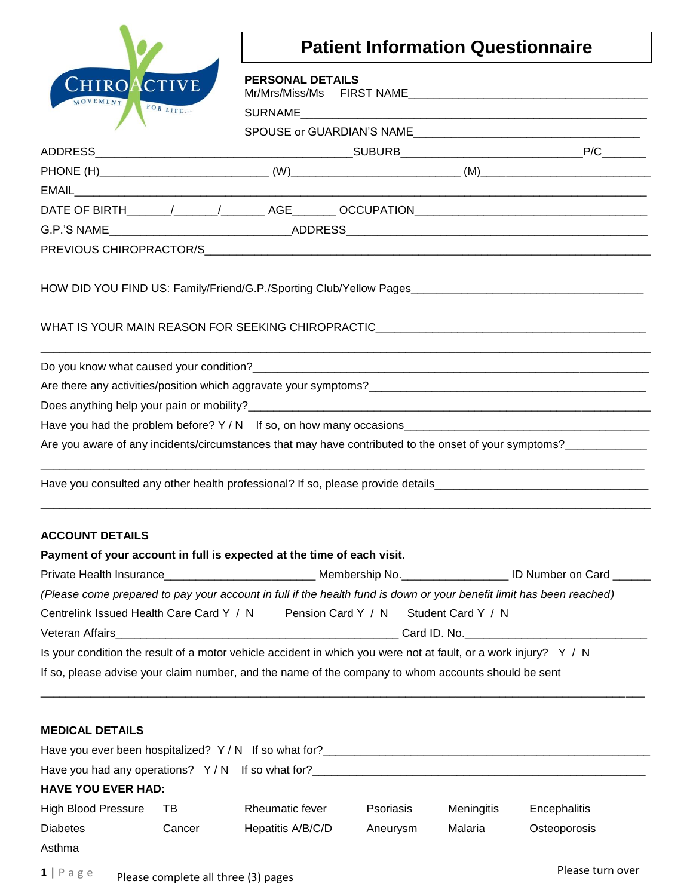CHIROACTIVE MOVEMENT FOR LIFE...

# Patient Information Questionnaire

**PERSONAL DETAILS**

Mr/Mrs/Miss/Ms FIRST NAME_____________________________________

SURNAME_____________________________________________________

SPOUSE or GUARDIAN'S NAME___________________________________

ADDRESS________________________________________SUBURB___________________________P/C_______

PHONE (H)__________________________ (W)_________________________ (M)__________________________

EMAIL_________________________________________________________________________________________

DATE OF BIRTH_______/_______/_______ AGE_______ OCCUPATION___________________________________

G.P.'S NAME____________________________ADDRESS__________________________________________

PREVIOUS CHIROPRACTOR/S______________________________________________________________________

HOW DID YOU FIND US: Family/Friend/G.P./Sporting Club/Yellow Pages____________________________________

WHAT IS YOUR MAIN REASON FOR SEEKING CHIROPRACTIC__________________________________________

_______________________________________________________________________________________________

Do you know what caused your condition?_______________________________________________________

Are there any activities/position which aggravate your symptoms?____________________________________

Does anything help your pain or mobility?______________________________________________________

Have you had the problem before? Y / N If so, on how many occasions______________________________

Are you aware of any incidents/circumstances that may have contributed to the onset of your symptoms?____________

_______________________________________________________________________________________________

Have you consulted any other health professional? If so, please provide details__________________________

_______________________________________________________________________________________________

**ACCOUNT DETAILS**

**Payment of your account in full is expected at the time of each visit.**

Private Health Insurance_______________________ Membership No.________________ ID Number on Card ______

*(Please come prepared to pay your account in full if the health fund is down or your benefit limit has been reached)*

Centrelink Issued Health Care Card Y / N Pension Card Y / N Student Card Y / N

Veteran Affairs____________________________________________ Card ID. No.____________________________

Is your condition the result of a motor vehicle accident in which you were not at fault, or a work injury? Y / N

If so, please advise your claim number, and the name of the company to whom accounts should be sent

_______________________________________________________________________________________________

**MEDICAL DETAILS**

Have you ever been hospitalized? Y / N If so what for?_______________________________________________

Have you had any operations? Y / N If so what for?_________________________________________________

**HAVE YOU EVER HAD:**

| | | | | | |
|---|---|---|---|---|---|
| High Blood Pressure | TB | Rheumatic fever | Psoriasis | Meningitis | Encephalitis |
| Diabetes | Cancer | Hepatitis A/B/C/D | Aneurysm | Malaria | Osteoporosis |
| Asthma | | | | | |

Please complete all three (3) pages

Please turn over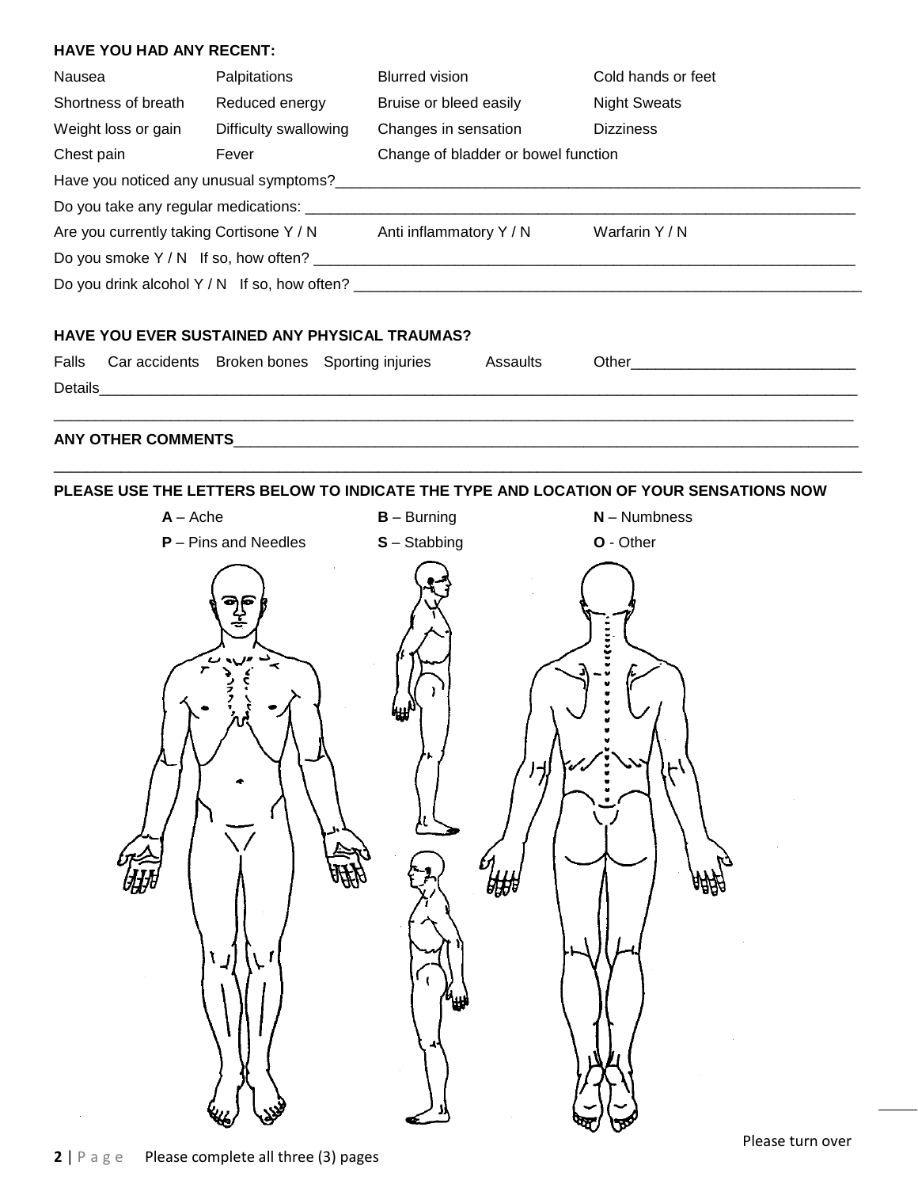**HAVE YOU HAD ANY RECENT:**

| | | | |
|---|---|---|---|
| Nausea | Palpitations | Blurred vision | Cold hands or feet |
| Shortness of breath | Reduced energy | Bruise or bleed easily | Night Sweats |
| Weight loss or gain | Difficulty swallowing | Changes in sensation | Dizziness |
| Chest pain | Fever | Change of bladder or bowel function | |

Have you noticed any unusual symptoms?\_\_\_\_\_\_\_\_\_\_\_\_\_\_\_\_\_\_\_\_\_\_\_\_\_\_\_\_\_\_\_\_\_\_\_\_\_\_

Do you take any regular medications: \_\_\_\_\_\_\_\_\_\_\_\_\_\_\_\_\_\_\_\_\_\_\_\_\_\_\_\_\_\_\_\_\_\_\_\_\_\_

Are you currently taking Cortisone Y / N    Anti inflammatory Y / N    Warfarin Y / N

Do you smoke Y / N   If so, how often? \_\_\_\_\_\_\_\_\_\_\_\_\_\_\_\_\_\_\_\_\_\_\_\_\_\_\_\_\_\_\_\_\_\_\_\_\_\_

Do you drink alcohol Y / N   If so, how often? \_\_\_\_\_\_\_\_\_\_\_\_\_\_\_\_\_\_\_\_\_\_\_\_\_\_\_\_\_\_\_\_\_\_\_\_\_\_

**HAVE YOU EVER SUSTAINED ANY PHYSICAL TRAUMAS?**

Falls    Car accidents    Broken bones    Sporting injuries    Assaults    Other\_\_\_\_\_\_\_\_\_\_\_\_\_\_\_\_\_\_\_\_

Details\_\_\_\_\_\_\_\_\_\_\_\_\_\_\_\_\_\_\_\_\_\_\_\_\_\_\_\_\_\_\_\_\_\_\_\_\_\_\_\_\_\_\_\_\_\_\_\_\_\_\_\_\_\_\_\_\_\_\_\_\_\_\_\_\_\_\_\_\_\_\_\_\_\_\_\_

\_\_\_\_\_\_\_\_\_\_\_\_\_\_\_\_\_\_\_\_\_\_\_\_\_\_\_\_\_\_\_\_\_\_\_\_\_\_\_\_\_\_\_\_\_\_\_\_\_\_\_\_\_\_\_\_\_\_\_\_\_\_\_\_\_\_\_\_\_\_\_\_\_\_\_\_\_\_\_\_\_\_\_\_

**ANY OTHER COMMENTS**\_\_\_\_\_\_\_\_\_\_\_\_\_\_\_\_\_\_\_\_\_\_\_\_\_\_\_\_\_\_\_\_\_\_\_\_\_\_\_\_\_\_\_\_\_\_\_\_\_\_\_\_\_\_\_\_\_\_\_\_\_\_\_\_

\_\_\_\_\_\_\_\_\_\_\_\_\_\_\_\_\_\_\_\_\_\_\_\_\_\_\_\_\_\_\_\_\_\_\_\_\_\_\_\_\_\_\_\_\_\_\_\_\_\_\_\_\_\_\_\_\_\_\_\_\_\_\_\_\_\_\_\_\_\_\_\_\_\_\_\_\_\_\_\_\_\_\_\_

**PLEASE USE THE LETTERS BELOW TO INDICATE THE TYPE AND LOCATION OF YOUR SENSATIONS NOW**

| | | |
|---|---|---|
| **A** – Ache | **B** – Burning | **N** – Numbness |
| **P** – Pins and Needles | **S** – Stabbing | **O** - Other |

Please turn over

Please complete all three (3) pages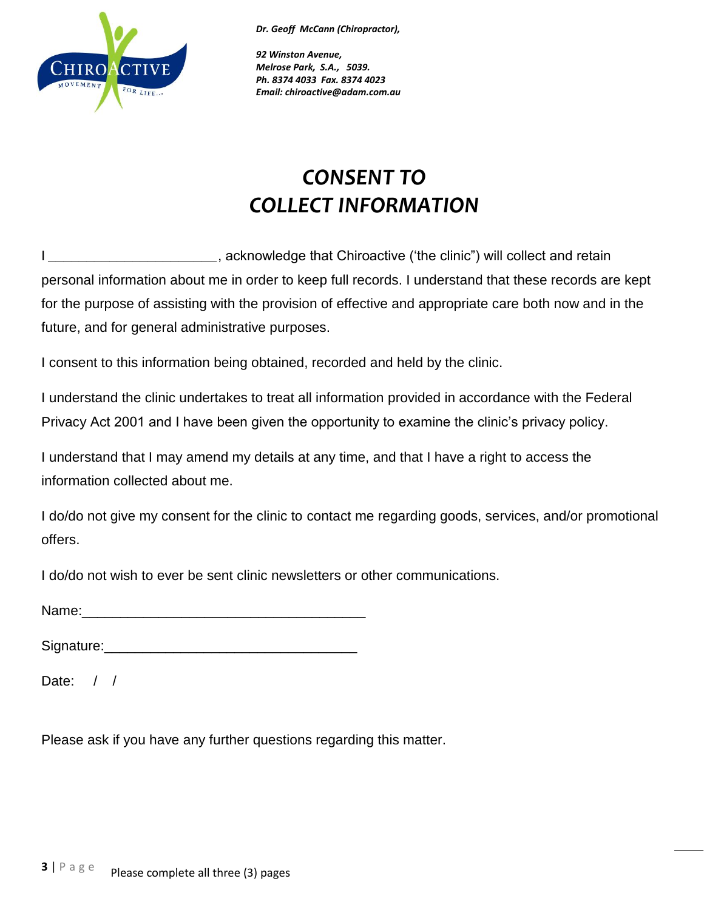*Dr. Geoff McCann (Chiropractor),*

*92 Winston Avenue,*
*Melrose Park, S.A., 5039.*
*Ph. 8374 4033 Fax. 8374 4023*
*Email: chiroactive@adam.com.au*

# *CONSENT TO COLLECT INFORMATION*

I ______________________, acknowledge that Chiroactive ('the clinic") will collect and retain personal information about me in order to keep full records. I understand that these records are kept for the purpose of assisting with the provision of effective and appropriate care both now and in the future, and for general administrative purposes.

I consent to this information being obtained, recorded and held by the clinic.

I understand the clinic undertakes to treat all information provided in accordance with the Federal Privacy Act 2001 and I have been given the opportunity to examine the clinic's privacy policy.

I understand that I may amend my details at any time, and that I have a right to access the information collected about me.

I do/do not give my consent for the clinic to contact me regarding goods, services, and/or promotional offers.

I do/do not wish to ever be sent clinic newsletters or other communications.

Name:____________________________________

Signature:________________________________

Date: / /

Please ask if you have any further questions regarding this matter.

Please complete all three (3) pages